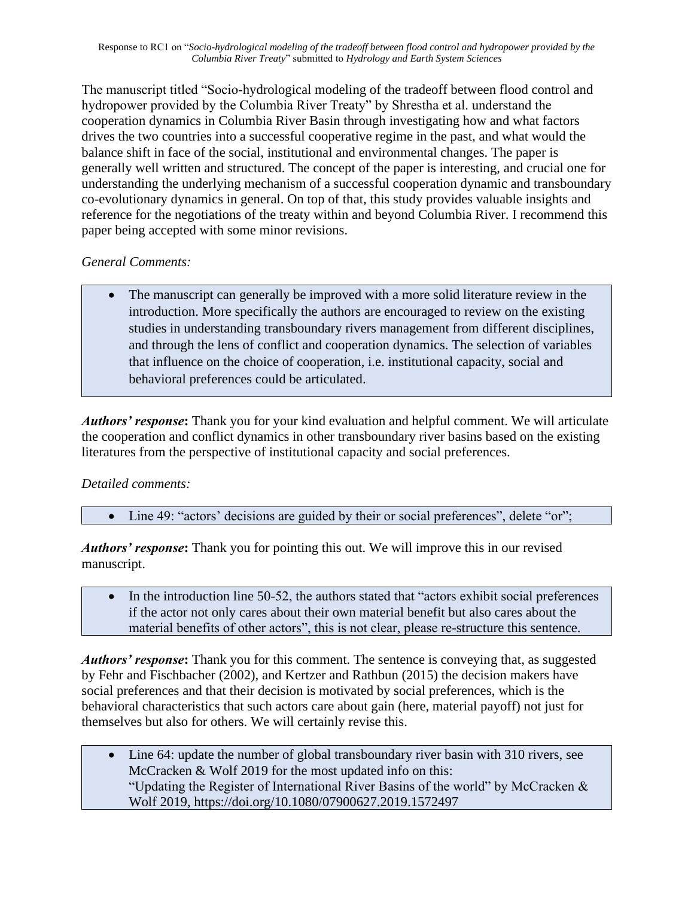The manuscript titled "Socio-hydrological modeling of the tradeoff between flood control and hydropower provided by the Columbia River Treaty" by Shrestha et al. understand the cooperation dynamics in Columbia River Basin through investigating how and what factors drives the two countries into a successful cooperative regime in the past, and what would the balance shift in face of the social, institutional and environmental changes. The paper is generally well written and structured. The concept of the paper is interesting, and crucial one for understanding the underlying mechanism of a successful cooperation dynamic and transboundary co-evolutionary dynamics in general. On top of that, this study provides valuable insights and reference for the negotiations of the treaty within and beyond Columbia River. I recommend this paper being accepted with some minor revisions.

*General Comments:*

- The manuscript can generally be improved with a more solid literature review in the introduction. More specifically the authors are encouraged to review on the existing studies in understanding transboundary rivers management from different disciplines, and through the lens of conflict and cooperation dynamics. The selection of variables that influence on the choice of cooperation, i.e. institutional capacity, social and behavioral preferences could be articulated.

***Authors' response*:** Thank you for your kind evaluation and helpful comment. We will articulate the cooperation and conflict dynamics in other transboundary river basins based on the existing literatures from the perspective of institutional capacity and social preferences.

*Detailed comments:*

- Line 49: "actors' decisions are guided by their or social preferences", delete "or";

***Authors' response*:** Thank you for pointing this out. We will improve this in our revised manuscript.

- In the introduction line 50-52, the authors stated that "actors exhibit social preferences if the actor not only cares about their own material benefit but also cares about the material benefits of other actors", this is not clear, please re-structure this sentence.

***Authors' response*:** Thank you for this comment. The sentence is conveying that, as suggested by Fehr and Fischbacher (2002), and Kertzer and Rathbun (2015) the decision makers have social preferences and that their decision is motivated by social preferences, which is the behavioral characteristics that such actors care about gain (here, material payoff) not just for themselves but also for others. We will certainly revise this.

- Line 64: update the number of global transboundary river basin with 310 rivers, see McCracken & Wolf 2019 for the most updated info on this: "Updating the Register of International River Basins of the world" by McCracken & Wolf 2019, https://doi.org/10.1080/07900627.2019.1572497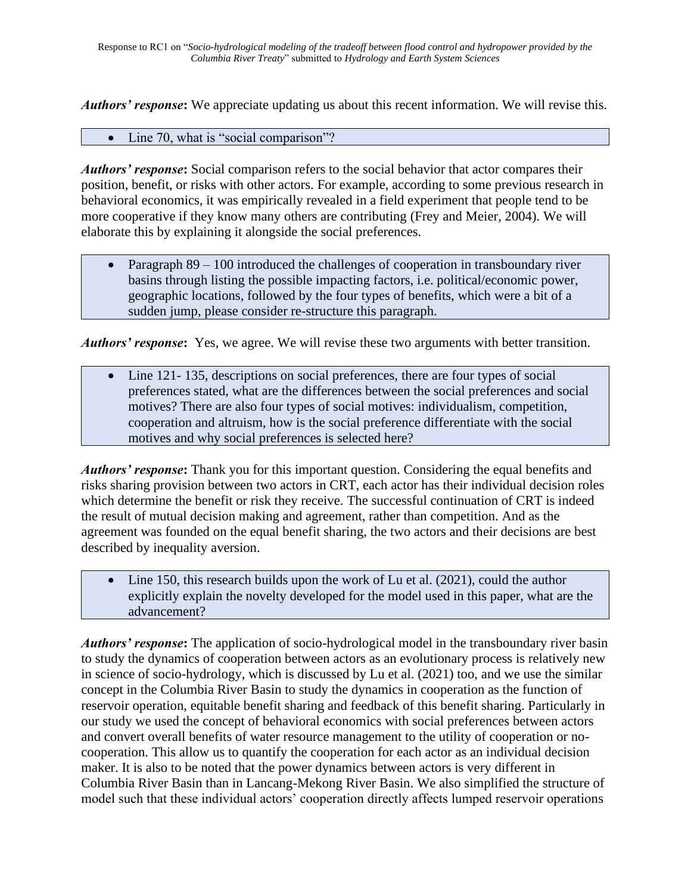***Authors' response*:** We appreciate updating us about this recent information. We will revise this.

- Line 70, what is "social comparison"?

***Authors' response*:** Social comparison refers to the social behavior that actor compares their position, benefit, or risks with other actors. For example, according to some previous research in behavioral economics, it was empirically revealed in a field experiment that people tend to be more cooperative if they know many others are contributing (Frey and Meier, 2004). We will elaborate this by explaining it alongside the social preferences.

- Paragraph 89 – 100 introduced the challenges of cooperation in transboundary river basins through listing the possible impacting factors, i.e. political/economic power, geographic locations, followed by the four types of benefits, which were a bit of a sudden jump, please consider re-structure this paragraph.

***Authors' response*:** Yes, we agree. We will revise these two arguments with better transition.

- Line 121- 135, descriptions on social preferences, there are four types of social preferences stated, what are the differences between the social preferences and social motives? There are also four types of social motives: individualism, competition, cooperation and altruism, how is the social preference differentiate with the social motives and why social preferences is selected here?

***Authors' response*:** Thank you for this important question. Considering the equal benefits and risks sharing provision between two actors in CRT, each actor has their individual decision roles which determine the benefit or risk they receive. The successful continuation of CRT is indeed the result of mutual decision making and agreement, rather than competition. And as the agreement was founded on the equal benefit sharing, the two actors and their decisions are best described by inequality aversion.

- Line 150, this research builds upon the work of Lu et al. (2021), could the author explicitly explain the novelty developed for the model used in this paper, what are the advancement?

***Authors' response*:** The application of socio-hydrological model in the transboundary river basin to study the dynamics of cooperation between actors as an evolutionary process is relatively new in science of socio-hydrology, which is discussed by Lu et al. (2021) too, and we use the similar concept in the Columbia River Basin to study the dynamics in cooperation as the function of reservoir operation, equitable benefit sharing and feedback of this benefit sharing. Particularly in our study we used the concept of behavioral economics with social preferences between actors and convert overall benefits of water resource management to the utility of cooperation or no-cooperation. This allow us to quantify the cooperation for each actor as an individual decision maker. It is also to be noted that the power dynamics between actors is very different in Columbia River Basin than in Lancang-Mekong River Basin. We also simplified the structure of model such that these individual actors' cooperation directly affects lumped reservoir operations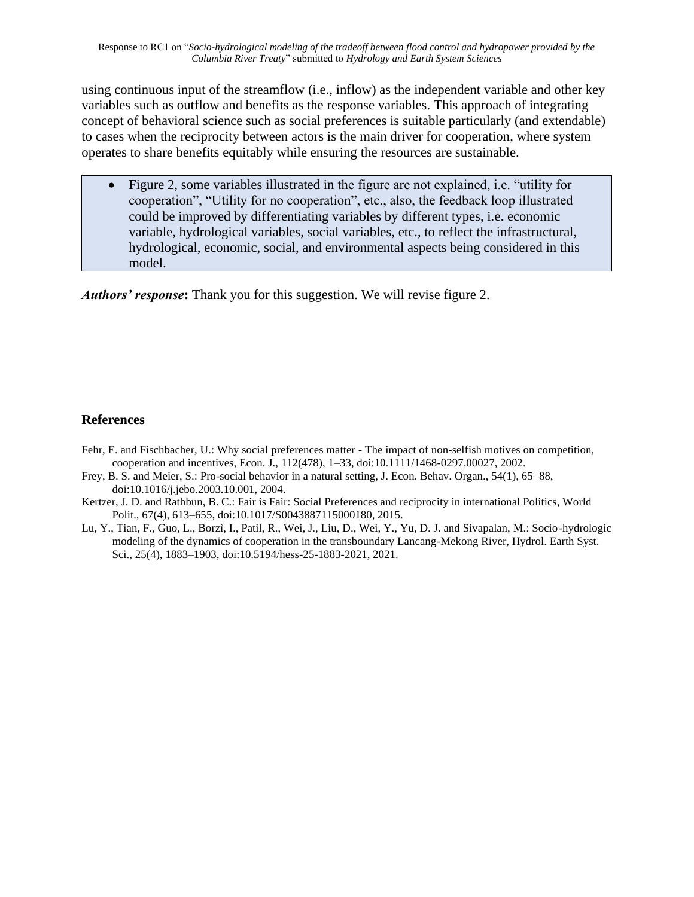using continuous input of the streamflow (i.e., inflow) as the independent variable and other key variables such as outflow and benefits as the response variables. This approach of integrating concept of behavioral science such as social preferences is suitable particularly (and extendable) to cases when the reciprocity between actors is the main driver for cooperation, where system operates to share benefits equitably while ensuring the resources are sustainable.

- Figure 2, some variables illustrated in the figure are not explained, i.e. "utility for cooperation", "Utility for no cooperation", etc., also, the feedback loop illustrated could be improved by differentiating variables by different types, i.e. economic variable, hydrological variables, social variables, etc., to reflect the infrastructural, hydrological, economic, social, and environmental aspects being considered in this model.

***Authors' response*:** Thank you for this suggestion. We will revise figure 2.

## References

Fehr, E. and Fischbacher, U.: Why social preferences matter - The impact of non-selfish motives on competition, cooperation and incentives, Econ. J., 112(478), 1–33, doi:10.1111/1468-0297.00027, 2002.

Frey, B. S. and Meier, S.: Pro-social behavior in a natural setting, J. Econ. Behav. Organ., 54(1), 65–88, doi:10.1016/j.jebo.2003.10.001, 2004.

Kertzer, J. D. and Rathbun, B. C.: Fair is Fair: Social Preferences and reciprocity in international Politics, World Polit., 67(4), 613–655, doi:10.1017/S0043887115000180, 2015.

Lu, Y., Tian, F., Guo, L., Borzì, I., Patil, R., Wei, J., Liu, D., Wei, Y., Yu, D. J. and Sivapalan, M.: Socio-hydrologic modeling of the dynamics of cooperation in the transboundary Lancang-Mekong River, Hydrol. Earth Syst. Sci., 25(4), 1883–1903, doi:10.5194/hess-25-1883-2021, 2021.